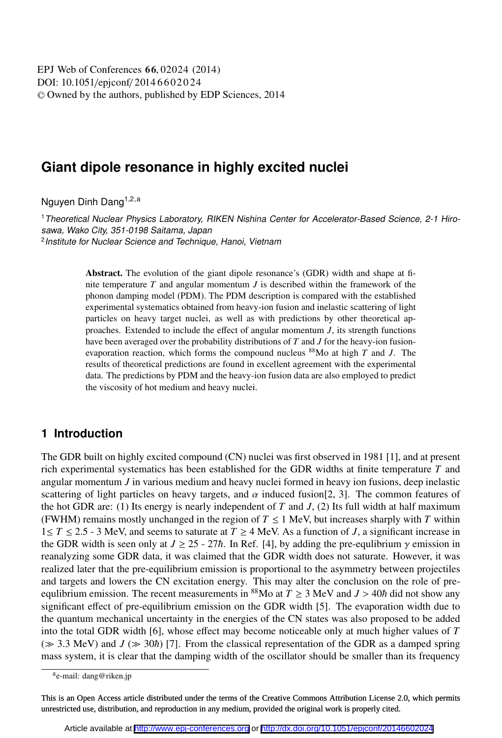# Giant dipole resonance in highly excited nuclei

Nguyen Dinh Dang[1,2,a]

[1] *Theoretical Nuclear Physics Laboratory, RIKEN Nishina Center for Accelerator-Based Science, 2-1 Hirosawa, Wako City, 351-0198 Saitama, Japan*
[2] *Institute for Nuclear Science and Technique, Hanoi, Vietnam*

**Abstract.** The evolution of the giant dipole resonance's (GDR) width and shape at finite temperature $T$ and angular momentum $J$ is described within the framework of the phonon damping model (PDM). The PDM description is compared with the established experimental systematics obtained from heavy-ion fusion and inelastic scattering of light particles on heavy target nuclei, as well as with predictions by other theoretical approaches. Extended to include the effect of angular momentum $J$, its strength functions have been averaged over the probability distributions of $T$ and $J$ for the heavy-ion fusion-evaporation reaction, which forms the compound nucleus $^{88}$Mo at high $T$ and $J$. The results of theoretical predictions are found in excellent agreement with the experimental data. The predictions by PDM and the heavy-ion fusion data are also employed to predict the viscosity of hot medium and heavy nuclei.

## 1 Introduction

The GDR built on highly excited compound (CN) nuclei was first observed in 1981 [1], and at present rich experimental systematics has been established for the GDR widths at finite temperature $T$ and angular momentum $J$ in various medium and heavy nuclei formed in heavy ion fusions, deep inelastic scattering of light particles on heavy targets, and $\alpha$ induced fusion[2, 3]. The common features of the hot GDR are: (1) Its energy is nearly independent of $T$ and $J$, (2) Its full width at half maximum (FWHM) remains mostly unchanged in the region of $T \leq 1$ MeV, but increases sharply with $T$ within $1 \leq T \leq 2.5$ - 3 MeV, and seems to saturate at $T \geq 4$ MeV. As a function of $J$, a significant increase in the GDR width is seen only at $J \geq 25$ - $27\hbar$. In Ref. [4], by adding the pre-equlibrium $\gamma$ emission in reanalyzing some GDR data, it was claimed that the GDR width does not saturate. However, it was realized later that the pre-equilibrium emission is proportional to the asymmetry between projectiles and targets and lowers the CN excitation energy. This may alter the conclusion on the role of pre-equlibrium emission. The recent measurements in $^{88}$Mo at $T \geq 3$ MeV and $J > 40\hbar$ did not show any significant effect of pre-equilibrium emission on the GDR width [5]. The evaporation width due to the quantum mechanical uncertainty in the energies of the CN states was also proposed to be added into the total GDR width [6], whose effect may become noticeable only at much higher values of $T$ ($\gg 3.3$ MeV) and $J$ ($\gg 30\hbar$) [7]. From the classical representation of the GDR as a damped spring mass system, it is clear that the damping width of the oscillator should be smaller than its frequency

[a] e-mail: dang@riken.jp

This is an Open Access article distributed under the terms of the Creative Commons Attribution License 2.0, which permits unrestricted use, distribution, and reproduction in any medium, provided the original work is properly cited.

Article available at http://www.epj-conferences.org or http://dx.doi.org/10.1051/epjconf/20146602024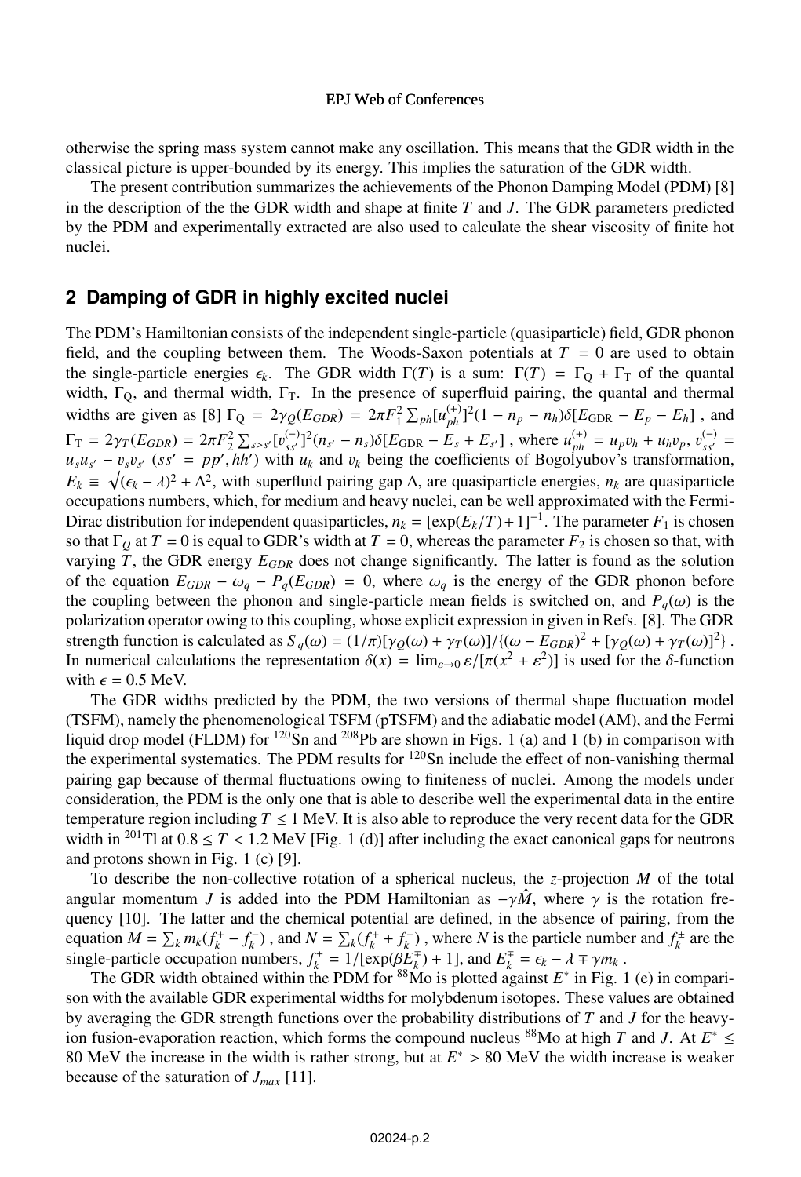otherwise the spring mass system cannot make any oscillation. This means that the GDR width in the classical picture is upper-bounded by its energy. This implies the saturation of the GDR width.

The present contribution summarizes the achievements of the Phonon Damping Model (PDM) [8] in the description of the the GDR width and shape at finite $T$ and $J$. The GDR parameters predicted by the PDM and experimentally extracted are also used to calculate the shear viscosity of finite hot nuclei.

## 2 Damping of GDR in highly excited nuclei

The PDM's Hamiltonian consists of the independent single-particle (quasiparticle) field, GDR phonon field, and the coupling between them. The Woods-Saxon potentials at $T = 0$ are used to obtain the single-particle energies $\epsilon_k$. The GDR width $\Gamma(T)$ is a sum: $\Gamma(T) = \Gamma_{\rm Q} + \Gamma_{\rm T}$ of the quantal width, $\Gamma_{\rm Q}$, and thermal width, $\Gamma_{\rm T}$. In the presence of superfluid pairing, the quantal and thermal widths are given as [8] $\Gamma_{\rm Q} = 2\gamma_Q(E_{GDR}) = 2\pi F_1^2 \sum_{ph}[u_{ph}^{(+)}]^2(1 - n_p - n_h)\delta[E_{\rm GDR} - E_p - E_h]$ , and $\Gamma_{\rm T} = 2\gamma_T(E_{GDR}) = 2\pi F_2^2 \sum_{s>s'}[v_{ss'}^{(-)}]^2(n_{s'} - n_s)\delta[E_{\rm GDR} - E_s + E_{s'}]$ , where $u_{ph}^{(+)} = u_p v_h + u_h v_p$, $v_{ss'}^{(-)} = u_s u_{s'} - v_s v_{s'}$ $(ss' = pp', hh')$ with $u_k$ and $v_k$ being the coefficients of Bogolyubov's transformation, $E_k \equiv \sqrt{(\epsilon_k - \lambda)^2 + \Delta^2}$, with superfluid pairing gap $\Delta$, are quasiparticle energies, $n_k$ are quasiparticle occupations numbers, which, for medium and heavy nuclei, can be well approximated with the Fermi-Dirac distribution for independent quasiparticles, $n_k = [\exp(E_k/T) + 1]^{-1}$. The parameter $F_1$ is chosen so that $\Gamma_Q$ at $T = 0$ is equal to GDR's width at $T = 0$, whereas the parameter $F_2$ is chosen so that, with varying $T$, the GDR energy $E_{GDR}$ does not change significantly. The latter is found as the solution of the equation $E_{GDR} - \omega_q - P_q(E_{GDR}) = 0$, where $\omega_q$ is the energy of the GDR phonon before the coupling between the phonon and single-particle mean fields is switched on, and $P_q(\omega)$ is the polarization operator owing to this coupling, whose explicit expression in given in Refs. [8]. The GDR strength function is calculated as $S_q(\omega) = (1/\pi)[\gamma_Q(\omega) + \gamma_T(\omega)]/\{(\omega - E_{GDR})^2 + [\gamma_Q(\omega) + \gamma_T(\omega)]^2\}$ . In numerical calculations the representation $\delta(x) = \lim_{\varepsilon\to 0} \varepsilon/[\pi(x^2 + \varepsilon^2)]$ is used for the $\delta$-function with $\epsilon = 0.5$ MeV.

The GDR widths predicted by the PDM, the two versions of thermal shape fluctuation model (TSFM), namely the phenomenological TSFM (pTSFM) and the adiabatic model (AM), and the Fermi liquid drop model (FLDM) for $^{120}$Sn and $^{208}$Pb are shown in Figs. 1 (a) and 1 (b) in comparison with the experimental systematics. The PDM results for $^{120}$Sn include the effect of non-vanishing thermal pairing gap because of thermal fluctuations owing to finiteness of nuclei. Among the models under consideration, the PDM is the only one that is able to describe well the experimental data in the entire temperature region including $T \leq 1$ MeV. It is also able to reproduce the very recent data for the GDR width in $^{201}$Tl at $0.8 \leq T < 1.2$ MeV [Fig. 1 (d)] after including the exact canonical gaps for neutrons and protons shown in Fig. 1 (c) [9].

To describe the non-collective rotation of a spherical nucleus, the $z$-projection $M$ of the total angular momentum $J$ is added into the PDM Hamiltonian as $-\gamma\hat{M}$, where $\gamma$ is the rotation frequency [10]. The latter and the chemical potential are defined, in the absence of pairing, from the equation $M = \sum_k m_k(f_k^+ - f_k^-)$ , and $N = \sum_k(f_k^+ + f_k^-)$ , where $N$ is the particle number and $f_k^{\pm}$ are the single-particle occupation numbers, $f_k^{\pm} = 1/[\exp(\beta E_k^{\mp}) + 1]$, and $E_k^{\mp} = \epsilon_k - \lambda \mp \gamma m_k$ .

The GDR width obtained within the PDM for $^{88}$Mo is plotted against $E^*$ in Fig. 1 (e) in comparison with the available GDR experimental widths for molybdenum isotopes. These values are obtained by averaging the GDR strength functions over the probability distributions of $T$ and $J$ for the heavy-ion fusion-evaporation reaction, which forms the compound nucleus $^{88}$Mo at high $T$ and $J$. At $E^* \leq 80$ MeV the increase in the width is rather strong, but at $E^* > 80$ MeV the width increase is weaker because of the saturation of $J_{max}$ [11].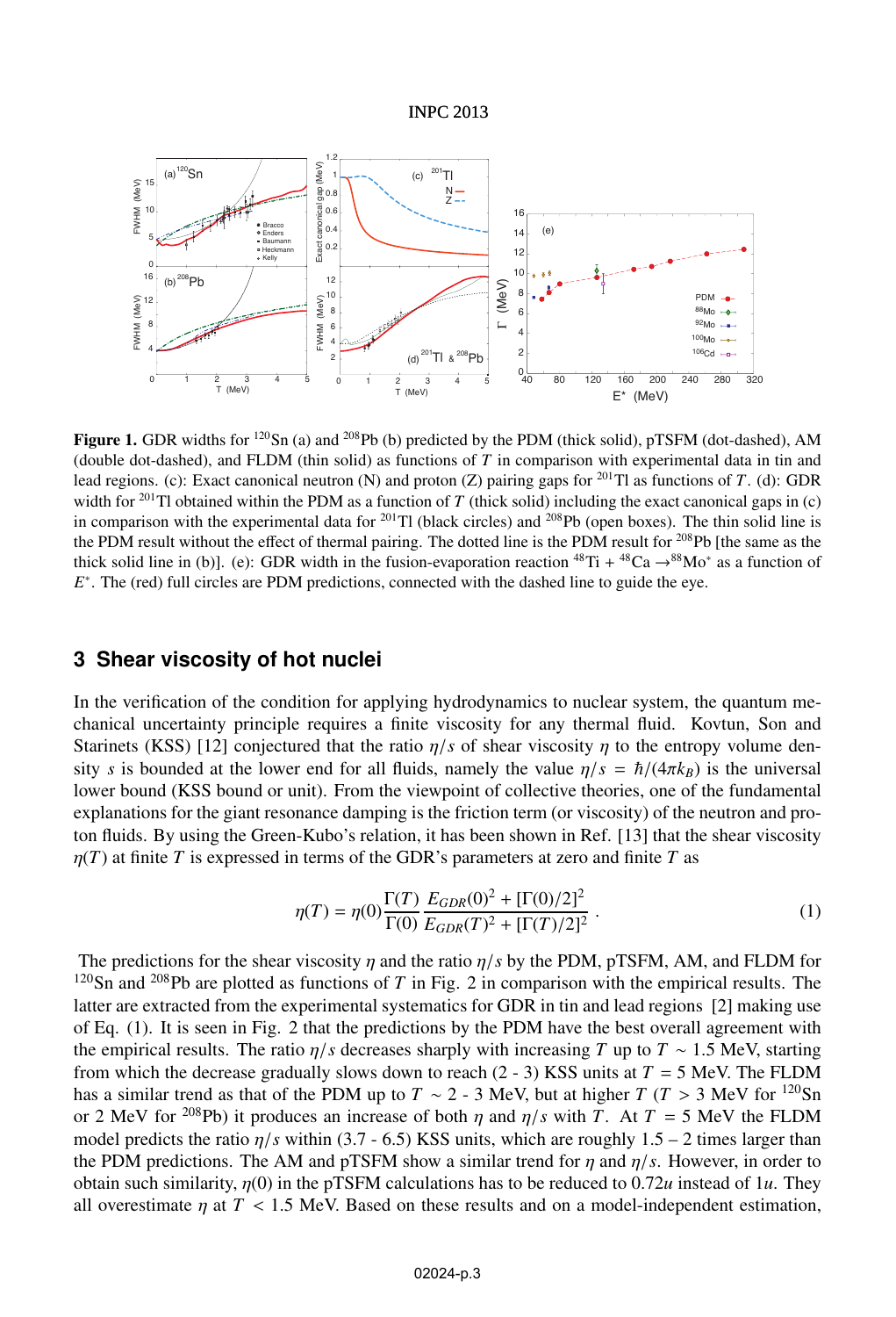**Figure 1.** GDR widths for $^{120}$Sn (a) and $^{208}$Pb (b) predicted by the PDM (thick solid), pTSFM (dot-dashed), AM (double dot-dashed), and FLDM (thin solid) as functions of $T$ in comparison with experimental data in tin and lead regions. (c): Exact canonical neutron (N) and proton (Z) pairing gaps for $^{201}$Tl as functions of $T$. (d): GDR width for $^{201}$Tl obtained within the PDM as a function of $T$ (thick solid) including the exact canonical gaps in (c) in comparison with the experimental data for $^{201}$Tl (black circles) and $^{208}$Pb (open boxes). The thin solid line is the PDM result without the effect of thermal pairing. The dotted line is the PDM result for $^{208}$Pb [the same as the thick solid line in (b)]. (e): GDR width in the fusion-evaporation reaction $^{48}$Ti + $^{48}$Ca $\to ^{88}$Mo$^*$ as a function of $E^*$. The (red) full circles are PDM predictions, connected with the dashed line to guide the eye.

## 3 Shear viscosity of hot nuclei

In the verification of the condition for applying hydrodynamics to nuclear system, the quantum mechanical uncertainty principle requires a finite viscosity for any thermal fluid. Kovtun, Son and Starinets (KSS) [12] conjectured that the ratio $\eta/s$ of shear viscosity $\eta$ to the entropy volume density $s$ is bounded at the lower end for all fluids, namely the value $\eta/s = \hbar/(4\pi k_B)$ is the universal lower bound (KSS bound or unit). From the viewpoint of collective theories, one of the fundamental explanations for the giant resonance damping is the friction term (or viscosity) of the neutron and proton fluids. By using the Green-Kubo's relation, it has been shown in Ref. [13] that the shear viscosity $\eta(T)$ at finite $T$ is expressed in terms of the GDR's parameters at zero and finite $T$ as

$$\eta(T) = \eta(0)\frac{\Gamma(T)}{\Gamma(0)}\frac{E_{GDR}(0)^2 + [\Gamma(0)/2]^2}{E_{GDR}(T)^2 + [\Gamma(T)/2]^2} . \quad (1)$$

The predictions for the shear viscosity $\eta$ and the ratio $\eta/s$ by the PDM, pTSFM, AM, and FLDM for $^{120}$Sn and $^{208}$Pb are plotted as functions of $T$ in Fig. 2 in comparison with the empirical results. The latter are extracted from the experimental systematics for GDR in tin and lead regions [2] making use of Eq. (1). It is seen in Fig. 2 that the predictions by the PDM have the best overall agreement with the empirical results. The ratio $\eta/s$ decreases sharply with increasing $T$ up to $T \sim 1.5$ MeV, starting from which the decrease gradually slows down to reach (2 - 3) KSS units at $T = 5$ MeV. The FLDM has a similar trend as that of the PDM up to $T \sim 2$ - 3 MeV, but at higher $T$ ($T > 3$ MeV for $^{120}$Sn or 2 MeV for $^{208}$Pb) it produces an increase of both $\eta$ and $\eta/s$ with $T$. At $T = 5$ MeV the FLDM model predicts the ratio $\eta/s$ within (3.7 - 6.5) KSS units, which are roughly 1.5 – 2 times larger than the PDM predictions. The AM and pTSFM show a similar trend for $\eta$ and $\eta/s$. However, in order to obtain such similarity, $\eta(0)$ in the pTSFM calculations has to be reduced to $0.72u$ instead of $1u$. They all overestimate $\eta$ at $T < 1.5$ MeV. Based on these results and on a model-independent estimation,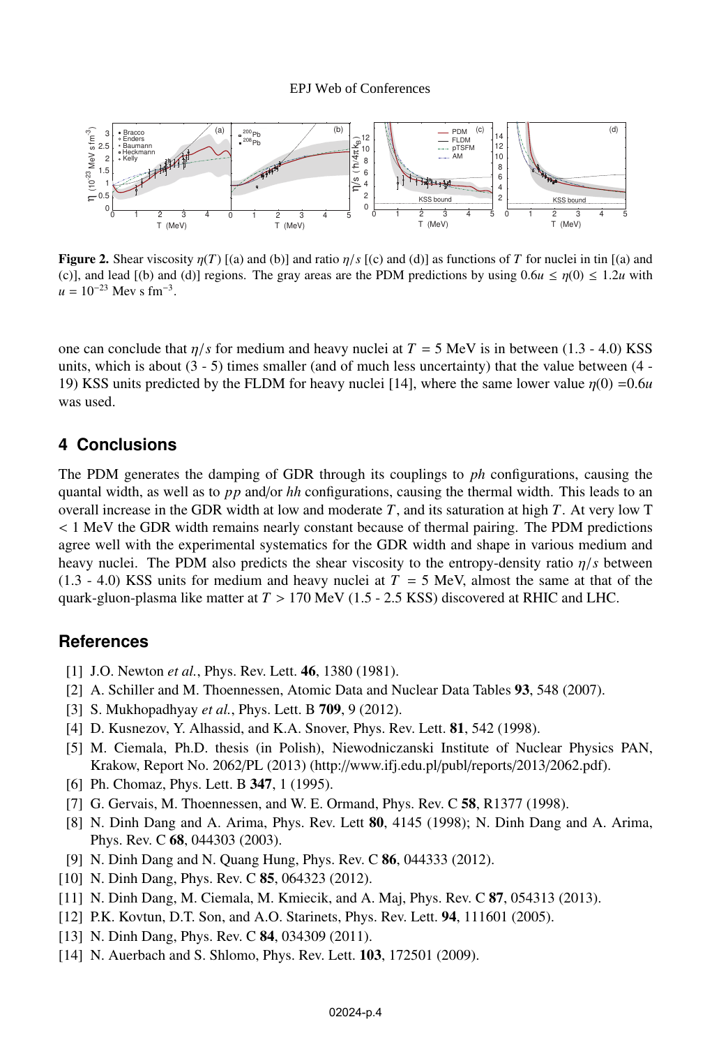(a)

Bracco
Enders
Baumann
Heckmann
Kelly

η (10^-23 MeV s fm^-3)

3
2.5
2
1.5
1
0.5
0

0 1 2 3 4
T (MeV)

(b)

200Pb
208Pb

0 1 2 3 4 5
T (MeV)

(c)

PDM
FLDM
pTSFM
AM

η/s (ħ/4πk_B)

12
10
8
6
4
2
0

KSS bound

0 1 2 3 4 5
T (MeV)

(d)

14
12
10
8
6
4
2

KSS bound

0 1 2 3 4 5
T (MeV)

**Figure 2.** Shear viscosity $\eta(T)$ [(a) and (b)] and ratio $\eta/s$ [(c) and (d)] as functions of $T$ for nuclei in tin [(a) and (c)], and lead [(b) and (d)] regions. The gray areas are the PDM predictions by using $0.6u \leq \eta(0) \leq 1.2u$ with $u = 10^{-23}$ Mev s fm$^{-3}$.

one can conclude that $\eta/s$ for medium and heavy nuclei at $T = 5$ MeV is in between (1.3 - 4.0) KSS units, which is about (3 - 5) times smaller (and of much less uncertainty) that the value between (4 - 19) KSS units predicted by the FLDM for heavy nuclei [14], where the same lower value $\eta(0) = 0.6u$ was used.

## 4 Conclusions

The PDM generates the damping of GDR through its couplings to *ph* configurations, causing the quantal width, as well as to *pp* and/or *hh* configurations, causing the thermal width. This leads to an overall increase in the GDR width at low and moderate $T$, and its saturation at high $T$. At very low T < 1 MeV the GDR width remains nearly constant because of thermal pairing. The PDM predictions agree well with the experimental systematics for the GDR width and shape in various medium and heavy nuclei. The PDM also predicts the shear viscosity to the entropy-density ratio $\eta/s$ between (1.3 - 4.0) KSS units for medium and heavy nuclei at $T = 5$ MeV, almost the same at that of the quark-gluon-plasma like matter at $T > 170$ MeV (1.5 - 2.5 KSS) discovered at RHIC and LHC.

## References

[1] J.O. Newton *et al.*, Phys. Rev. Lett. **46**, 1380 (1981).

[2] A. Schiller and M. Thoennessen, Atomic Data and Nuclear Data Tables **93**, 548 (2007).

[3] S. Mukhopadhyay *et al.*, Phys. Lett. B **709**, 9 (2012).

[4] D. Kusnezov, Y. Alhassid, and K.A. Snover, Phys. Rev. Lett. **81**, 542 (1998).

[5] M. Ciemala, Ph.D. thesis (in Polish), Niewodniczanski Institute of Nuclear Physics PAN, Krakow, Report No. 2062/PL (2013) (http://www.ifj.edu.pl/publ/reports/2013/2062.pdf).

[6] Ph. Chomaz, Phys. Lett. B **347**, 1 (1995).

[7] G. Gervais, M. Thoennessen, and W. E. Ormand, Phys. Rev. C **58**, R1377 (1998).

[8] N. Dinh Dang and A. Arima, Phys. Rev. Lett **80**, 4145 (1998); N. Dinh Dang and A. Arima, Phys. Rev. C **68**, 044303 (2003).

[9] N. Dinh Dang and N. Quang Hung, Phys. Rev. C **86**, 044333 (2012).

[10] N. Dinh Dang, Phys. Rev. C **85**, 064323 (2012).

[11] N. Dinh Dang, M. Ciemala, M. Kmiecik, and A. Maj, Phys. Rev. C **87**, 054313 (2013).

[12] P.K. Kovtun, D.T. Son, and A.O. Starinets, Phys. Rev. Lett. **94**, 111601 (2005).

[13] N. Dinh Dang, Phys. Rev. C **84**, 034309 (2011).

[14] N. Auerbach and S. Shlomo, Phys. Rev. Lett. **103**, 172501 (2009).